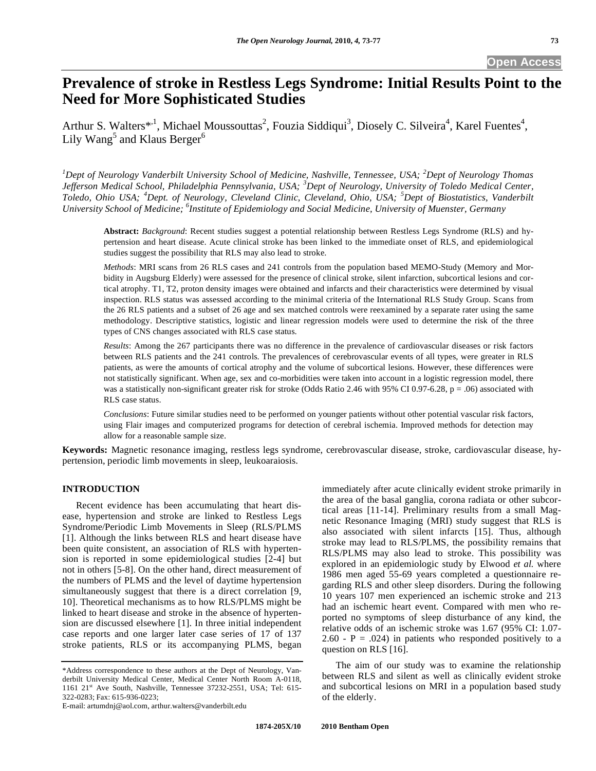# Prevalence of stroke in Restless Legs Syndrome: Initial Results Point to the Need for More Sophisticated Studies

Arthur S. Walters*[,1], Michael Moussouttas[2], Fouzia Siddiqui[3], Diosely C. Silveira[4], Karel Fuentes[4], Lily Wang[5] and Klaus Berger[6]

*[1]Dept of Neurology Vanderbilt University School of Medicine, Nashville, Tennessee, USA; [2]Dept of Neurology Thomas Jefferson Medical School, Philadelphia Pennsylvania, USA; [3]Dept of Neurology, University of Toledo Medical Center, Toledo, Ohio USA; [4]Dept. of Neurology, Cleveland Clinic, Cleveland, Ohio, USA; [5]Dept of Biostatistics, Vanderbilt University School of Medicine; [6]Institute of Epidemiology and Social Medicine, University of Muenster, Germany*

**Abstract:** *Background*: Recent studies suggest a potential relationship between Restless Legs Syndrome (RLS) and hypertension and heart disease. Acute clinical stroke has been linked to the immediate onset of RLS, and epidemiological studies suggest the possibility that RLS may also lead to stroke.

*Methods*: MRI scans from 26 RLS cases and 241 controls from the population based MEMO-Study (Memory and Morbidity in Augsburg Elderly) were assessed for the presence of clinical stroke, silent infarction, subcortical lesions and cortical atrophy. T1, T2, proton density images were obtained and infarcts and their characteristics were determined by visual inspection. RLS status was assessed according to the minimal criteria of the International RLS Study Group. Scans from the 26 RLS patients and a subset of 26 age and sex matched controls were reexamined by a separate rater using the same methodology. Descriptive statistics, logistic and linear regression models were used to determine the risk of the three types of CNS changes associated with RLS case status.

*Results*: Among the 267 participants there was no difference in the prevalence of cardiovascular diseases or risk factors between RLS patients and the 241 controls. The prevalences of cerebrovascular events of all types, were greater in RLS patients, as were the amounts of cortical atrophy and the volume of subcortical lesions. However, these differences were not statistically significant. When age, sex and co-morbidities were taken into account in a logistic regression model, there was a statistically non-significant greater risk for stroke (Odds Ratio 2.46 with 95% CI 0.97-6.28, p = .06) associated with RLS case status.

*Conclusions*: Future similar studies need to be performed on younger patients without other potential vascular risk factors, using Flair images and computerized programs for detection of cerebral ischemia. Improved methods for detection may allow for a reasonable sample size.

**Keywords:** Magnetic resonance imaging, restless legs syndrome, cerebrovascular disease, stroke, cardiovascular disease, hypertension, periodic limb movements in sleep, leukoaraiosis.

## INTRODUCTION

Recent evidence has been accumulating that heart disease, hypertension and stroke are linked to Restless Legs Syndrome/Periodic Limb Movements in Sleep (RLS/PLMS [1]. Although the links between RLS and heart disease have been quite consistent, an association of RLS with hypertension is reported in some epidemiological studies [2-4] but not in others [5-8]. On the other hand, direct measurement of the numbers of PLMS and the level of daytime hypertension simultaneously suggest that there is a direct correlation [9, 10]. Theoretical mechanisms as to how RLS/PLMS might be linked to heart disease and stroke in the absence of hypertension are discussed elsewhere [1]. In three initial independent case reports and one larger later case series of 17 of 137 stroke patients, RLS or its accompanying PLMS, began immediately after acute clinically evident stroke primarily in the area of the basal ganglia, corona radiata or other subcortical areas [11-14]. Preliminary results from a small Magnetic Resonance Imaging (MRI) study suggest that RLS is also associated with silent infarcts [15]. Thus, although stroke may lead to RLS/PLMS, the possibility remains that RLS/PLMS may also lead to stroke. This possibility was explored in an epidemiologic study by Elwood *et al.* where 1986 men aged 55-69 years completed a questionnaire regarding RLS and other sleep disorders. During the following 10 years 107 men experienced an ischemic stroke and 213 had an ischemic heart event. Compared with men who reported no symptoms of sleep disturbance of any kind, the relative odds of an ischemic stroke was 1.67 (95% CI: 1.07-2.60 - P = .024) in patients who responded positively to a question on RLS [16].

The aim of our study was to examine the relationship between RLS and silent as well as clinically evident stroke and subcortical lesions on MRI in a population based study of the elderly.

*Address correspondence to these authors at the Dept of Neurology, Vanderbilt University Medical Center, Medical Center North Room A-0118, 1161 21st Ave South, Nashville, Tennessee 37232-2551, USA; Tel: 615-322-0283; Fax: 615-936-0223;
E-mail: artumdnj@aol.com, arthur.walters@vanderbilt.edu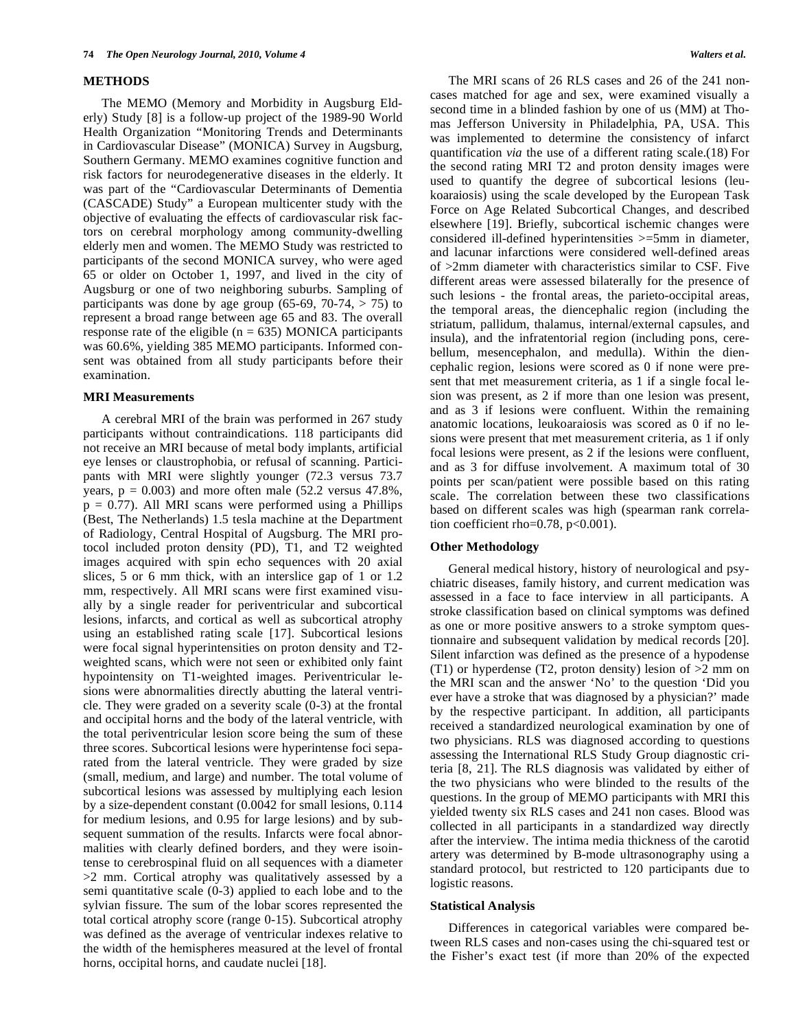## METHODS

The MEMO (Memory and Morbidity in Augsburg Elderly) Study [8] is a follow-up project of the 1989-90 World Health Organization "Monitoring Trends and Determinants in Cardiovascular Disease" (MONICA) Survey in Augsburg, Southern Germany. MEMO examines cognitive function and risk factors for neurodegenerative diseases in the elderly. It was part of the "Cardiovascular Determinants of Dementia (CASCADE) Study" a European multicenter study with the objective of evaluating the effects of cardiovascular risk factors on cerebral morphology among community-dwelling elderly men and women. The MEMO Study was restricted to participants of the second MONICA survey, who were aged 65 or older on October 1, 1997, and lived in the city of Augsburg or one of two neighboring suburbs. Sampling of participants was done by age group (65-69, 70-74, > 75) to represent a broad range between age 65 and 83. The overall response rate of the eligible (n = 635) MONICA participants was 60.6%, yielding 385 MEMO participants. Informed consent was obtained from all study participants before their examination.

### MRI Measurements

A cerebral MRI of the brain was performed in 267 study participants without contraindications. 118 participants did not receive an MRI because of metal body implants, artificial eye lenses or claustrophobia, or refusal of scanning. Participants with MRI were slightly younger (72.3 versus 73.7 years, p = 0.003) and more often male (52.2 versus 47.8%, p = 0.77). All MRI scans were performed using a Phillips (Best, The Netherlands) 1.5 tesla machine at the Department of Radiology, Central Hospital of Augsburg. The MRI protocol included proton density (PD), T1, and T2 weighted images acquired with spin echo sequences with 20 axial slices, 5 or 6 mm thick, with an interslice gap of 1 or 1.2 mm, respectively. All MRI scans were first examined visually by a single reader for periventricular and subcortical lesions, infarcts, and cortical as well as subcortical atrophy using an established rating scale [17]. Subcortical lesions were focal signal hyperintensities on proton density and T2-weighted scans, which were not seen or exhibited only faint hypointensity on T1-weighted images. Periventricular lesions were abnormalities directly abutting the lateral ventricle. They were graded on a severity scale (0-3) at the frontal and occipital horns and the body of the lateral ventricle, with the total periventricular lesion score being the sum of these three scores. Subcortical lesions were hyperintense foci separated from the lateral ventricle. They were graded by size (small, medium, and large) and number. The total volume of subcortical lesions was assessed by multiplying each lesion by a size-dependent constant (0.0042 for small lesions, 0.114 for medium lesions, and 0.95 for large lesions) and by subsequent summation of the results. Infarcts were focal abnormalities with clearly defined borders, and they were isointense to cerebrospinal fluid on all sequences with a diameter >2 mm. Cortical atrophy was qualitatively assessed by a semi quantitative scale (0-3) applied to each lobe and to the sylvian fissure. The sum of the lobar scores represented the total cortical atrophy score (range 0-15). Subcortical atrophy was defined as the average of ventricular indexes relative to the width of the hemispheres measured at the level of frontal horns, occipital horns, and caudate nuclei [18].

The MRI scans of 26 RLS cases and 26 of the 241 non-cases matched for age and sex, were examined visually a second time in a blinded fashion by one of us (MM) at Thomas Jefferson University in Philadelphia, PA, USA. This was implemented to determine the consistency of infarct quantification *via* the use of a different rating scale.(18) For the second rating MRI T2 and proton density images were used to quantify the degree of subcortical lesions (leukoaraiosis) using the scale developed by the European Task Force on Age Related Subcortical Changes, and described elsewhere [19]. Briefly, subcortical ischemic changes were considered ill-defined hyperintensities >=5mm in diameter, and lacunar infarctions were considered well-defined areas of >2mm diameter with characteristics similar to CSF. Five different areas were assessed bilaterally for the presence of such lesions - the frontal areas, the parieto-occipital areas, the temporal areas, the diencephalic region (including the striatum, pallidum, thalamus, internal/external capsules, and insula), and the infratentorial region (including pons, cerebellum, mesencephalon, and medulla). Within the diencephalic region, lesions were scored as 0 if none were present that met measurement criteria, as 1 if a single focal lesion was present, as 2 if more than one lesion was present, and as 3 if lesions were confluent. Within the remaining anatomic locations, leukoaraiosis was scored as 0 if no lesions were present that met measurement criteria, as 1 if only focal lesions were present, as 2 if the lesions were confluent, and as 3 for diffuse involvement. A maximum total of 30 points per scan/patient were possible based on this rating scale. The correlation between these two classifications based on different scales was high (spearman rank correlation coefficient rho=0.78, p<0.001).

### Other Methodology

General medical history, history of neurological and psychiatric diseases, family history, and current medication was assessed in a face to face interview in all participants. A stroke classification based on clinical symptoms was defined as one or more positive answers to a stroke symptom questionnaire and subsequent validation by medical records [20]. Silent infarction was defined as the presence of a hypodense (T1) or hyperdense (T2, proton density) lesion of >2 mm on the MRI scan and the answer 'No' to the question 'Did you ever have a stroke that was diagnosed by a physician?' made by the respective participant. In addition, all participants received a standardized neurological examination by one of two physicians. RLS was diagnosed according to questions assessing the International RLS Study Group diagnostic criteria [8, 21]. The RLS diagnosis was validated by either of the two physicians who were blinded to the results of the questions. In the group of MEMO participants with MRI this yielded twenty six RLS cases and 241 non cases. Blood was collected in all participants in a standardized way directly after the interview. The intima media thickness of the carotid artery was determined by B-mode ultrasonography using a standard protocol, but restricted to 120 participants due to logistic reasons.

### Statistical Analysis

Differences in categorical variables were compared between RLS cases and non-cases using the chi-squared test or the Fisher's exact test (if more than 20% of the expected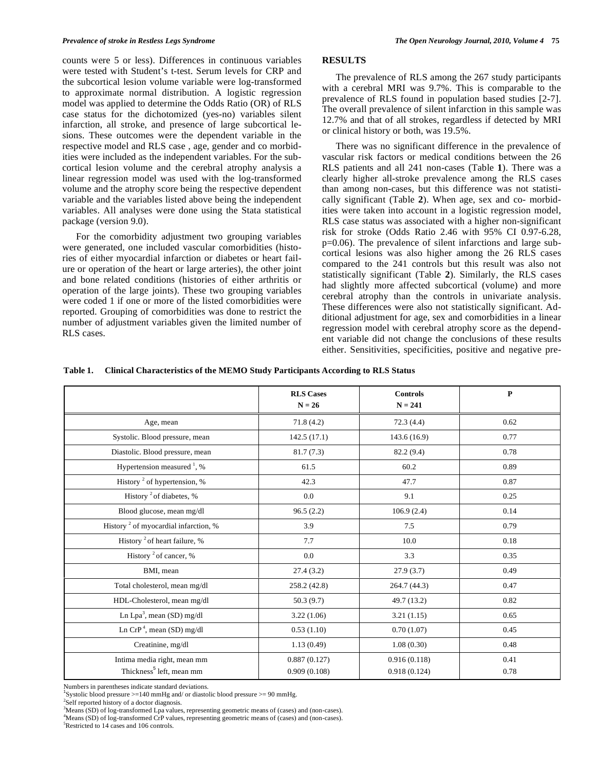counts were 5 or less). Differences in continuous variables were tested with Student's t-test. Serum levels for CRP and the subcortical lesion volume variable were log-transformed to approximate normal distribution. A logistic regression model was applied to determine the Odds Ratio (OR) of RLS case status for the dichotomized (yes-no) variables silent infarction, all stroke, and presence of large subcortical lesions. These outcomes were the dependent variable in the respective model and RLS case , age, gender and co morbidities were included as the independent variables. For the subcortical lesion volume and the cerebral atrophy analysis a linear regression model was used with the log-transformed volume and the atrophy score being the respective dependent variable and the variables listed above being the independent variables. All analyses were done using the Stata statistical package (version 9.0).

For the comorbidity adjustment two grouping variables were generated, one included vascular comorbidities (histories of either myocardial infarction or diabetes or heart failure or operation of the heart or large arteries), the other joint and bone related conditions (histories of either arthritis or operation of the large joints). These two grouping variables were coded 1 if one or more of the listed comorbidities were reported. Grouping of comorbidities was done to restrict the number of adjustment variables given the limited number of RLS cases.

## RESULTS

The prevalence of RLS among the 267 study participants with a cerebral MRI was 9.7%. This is comparable to the prevalence of RLS found in population based studies [2-7]. The overall prevalence of silent infarction in this sample was 12.7% and that of all strokes, regardless if detected by MRI or clinical history or both, was 19.5%.

There was no significant difference in the prevalence of vascular risk factors or medical conditions between the 26 RLS patients and all 241 non-cases (Table **1**). There was a clearly higher all-stroke prevalence among the RLS cases than among non-cases, but this difference was not statistically significant (Table **2**). When age, sex and co- morbidities were taken into account in a logistic regression model, RLS case status was associated with a higher non-significant risk for stroke (Odds Ratio 2.46 with 95% CI 0.97-6.28, p=0.06). The prevalence of silent infarctions and large subcortical lesions was also higher among the 26 RLS cases compared to the 241 controls but this result was also not statistically significant (Table **2**). Similarly, the RLS cases had slightly more affected subcortical (volume) and more cerebral atrophy than the controls in univariate analysis. These differences were also not statistically significant. Additional adjustment for age, sex and comorbidities in a linear regression model with cerebral atrophy score as the dependent variable did not change the conclusions of these results either. Sensitivities, specificities, positive and negative pre-

**Table 1. Clinical Characteristics of the MEMO Study Participants According to RLS Status**

| | RLS Cases N = 26 | Controls N = 241 | P |
|---|---|---|---|
| Age, mean | 71.8 (4.2) | 72.3 (4.4) | 0.62 |
| Systolic. Blood pressure, mean | 142.5 (17.1) | 143.6 (16.9) | 0.77 |
| Diastolic. Blood pressure, mean | 81.7 (7.3) | 82.2 (9.4) | 0.78 |
| Hypertension measured [1], % | 61.5 | 60.2 | 0.89 |
| History [2] of hypertension, % | 42.3 | 47.7 | 0.87 |
| History [2] of diabetes, % | 0.0 | 9.1 | 0.25 |
| Blood glucose, mean mg/dl | 96.5 (2.2) | 106.9 (2.4) | 0.14 |
| History [2] of myocardial infarction, % | 3.9 | 7.5 | 0.79 |
| History [2] of heart failure, % | 7.7 | 10.0 | 0.18 |
| History [2] of cancer, % | 0.0 | 3.3 | 0.35 |
| BMI, mean | 27.4 (3.2) | 27.9 (3.7) | 0.49 |
| Total cholesterol, mean mg/dl | 258.2 (42.8) | 264.7 (44.3) | 0.47 |
| HDL-Cholesterol, mean mg/dl | 50.3 (9.7) | 49.7 (13.2) | 0.82 |
| Ln Lpa[3], mean (SD) mg/dl | 3.22 (1.06) | 3.21 (1.15) | 0.65 |
| Ln CrP [4], mean (SD) mg/dl | 0.53 (1.10) | 0.70 (1.07) | 0.45 |
| Creatinine, mg/dl | 1.13 (0.49) | 1.08 (0.30) | 0.48 |
| Intima media right, mean mm | 0.887 (0.127) | 0.916 (0.118) | 0.41 |
| Thickness[5] left, mean mm | 0.909 (0.108) | 0.918 (0.124) | 0.78 |

Numbers in parentheses indicate standard deviations.
[1]Systolic blood pressure >=140 mmHg and/ or diastolic blood pressure >= 90 mmHg.
[2]Self reported history of a doctor diagnosis.
[3]Means (SD) of log-transformed Lpa values, representing geometric means of (cases) and (non-cases).
[4]Means (SD) of log-transformed CrP values, representing geometric means of (cases) and (non-cases).
[5]Restricted to 14 cases and 106 controls.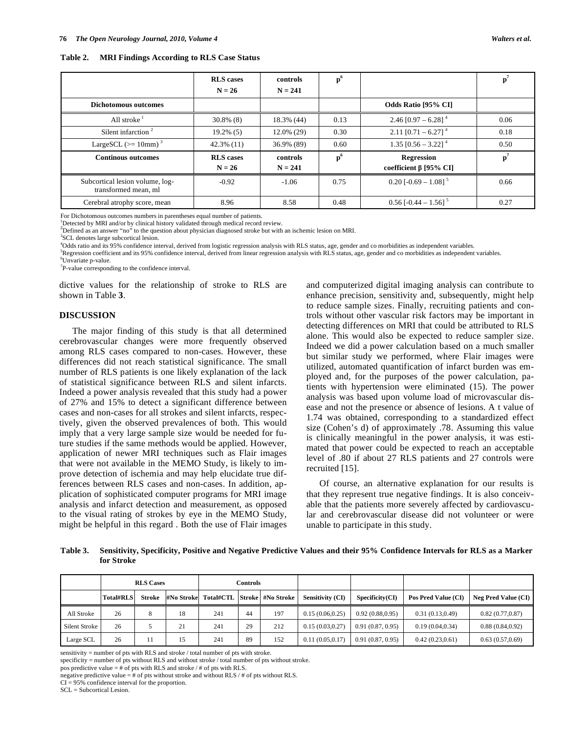**Table 2. MRI Findings According to RLS Case Status**

| | RLS cases N = 26 | controls N = 241 | p[6] | | p[7] |
|---|---|---|---|---|---|
| **Dichotomous outcomes** | | | | **Odds Ratio [95% CI]** | |
| All stroke [1] | 30.8% (8) | 18.3% (44) | 0.13 | 2.46 [0.97 – 6.28] [4] | 0.06 |
| Silent infarction [2] | 19.2% (5) | 12.0% (29) | 0.30 | 2.11 [0.71 – 6.27] [4] | 0.18 |
| LargeSCL (>= 10mm) [3] | 42.3% (11) | 36.9% (89) | 0.60 | 1.35 [0.56 – 3.22] [4] | 0.50 |
| **Continous outcomes** | **RLS cases N = 26** | **controls N = 241** | **p[6]** | **Regression coefficient β [95% CI]** | **p[7]** |
| Subcortical lesion volume, log-transformed mean, ml | -0.92 | -1.06 | 0.75 | 0.20 [-0.69 – 1.08] [5] | 0.66 |
| Cerebral atrophy score, mean | 8.96 | 8.58 | 0.48 | 0.56 [-0.44 – 1.56] [5] | 0.27 |

For Dichotomous outcomes numbers in parentheses equal number of patients.
[1]Detected by MRI and/or by clinical history validated through medical record review.
[2]Defined as an answer "no" to the question about physician diagnosed stroke but with an ischemic lesion on MRI.
[3]SCL denotes large subcortical lesion.
[4]Odds ratio and its 95% confidence interval, derived from logistic regression analysis with RLS status, age, gender and co morbidities as independent variables.
[5]Regression coefficient and its 95% confidence interval, derived from linear regression analysis with RLS status, age, gender and co morbidities as independent variables.
[6]Unvariate p-value.
[7]P-value corresponding to the confidence interval.

dictive values for the relationship of stroke to RLS are shown in Table **3**.

## DISCUSSION

The major finding of this study is that all determined cerebrovascular changes were more frequently observed among RLS cases compared to non-cases. However, these differences did not reach statistical significance. The small number of RLS patients is one likely explanation of the lack of statistical significance between RLS and silent infarcts. Indeed a power analysis revealed that this study had a power of 27% and 15% to detect a significant difference between cases and non-cases for all strokes and silent infarcts, respectively, given the observed prevalences of both. This would imply that a very large sample size would be needed for future studies if the same methods would be applied. However, application of newer MRI techniques such as Flair images that were not available in the MEMO Study, is likely to improve detection of ischemia and may help elucidate true differences between RLS cases and non-cases. In addition, application of sophisticated computer programs for MRI image analysis and infarct detection and measurement, as opposed to the visual rating of strokes by eye in the MEMO Study, might be helpful in this regard . Both the use of Flair images and computerized digital imaging analysis can contribute to enhance precision, sensitivity and, subsequently, might help to reduce sample sizes. Finally, recruiting patients and controls without other vascular risk factors may be important in detecting differences on MRI that could be attributed to RLS alone. This would also be expected to reduce sampler size. Indeed we did a power calculation based on a much smaller but similar study we performed, where Flair images were utilized, automated quantification of infarct burden was employed and, for the purposes of the power calculation, patients with hypertension were eliminated (15). The power analysis was based upon volume load of microvascular disease and not the presence or absence of lesions. A t value of 1.74 was obtained, corresponding to a standardized effect size (Cohen's d) of approximately .78. Assuming this value is clinically meaningful in the power analysis, it was estimated that power could be expected to reach an acceptable level of .80 if about 27 RLS patients and 27 controls were recruited [15].

Of course, an alternative explanation for our results is that they represent true negative findings. It is also conceivable that the patients more severely affected by cardiovascular and cerebrovascular disease did not volunteer or were unable to participate in this study.

**Table 3. Sensitivity, Specificity, Positive and Negative Predictive Values and their 95% Confidence Intervals for RLS as a Marker for Stroke**

| | RLS Cases | | | Controls | | | | | | |
|---|---|---|---|---|---|---|---|---|---|---|
| | Total#RLS | Stroke | #No Stroke | Total#CTL | Stroke | #No Stroke | Sensitivity (CI) | Specificity(CI) | Pos Pred Value (CI) | Neg Pred Value (CI) |
| All Stroke | 26 | 8 | 18 | 241 | 44 | 197 | 0.15 (0.06,0.25) | 0.92 (0.88,0.95) | 0.31 (0.13,0.49) | 0.82 (0.77,0.87) |
| Silent Stroke | 26 | 5 | 21 | 241 | 29 | 212 | 0.15 (0.03,0.27) | 0.91 (0.87, 0.95) | 0.19 (0.04,0.34) | 0.88 (0.84,0.92) |
| Large SCL | 26 | 11 | 15 | 241 | 89 | 152 | 0.11 (0.05,0.17) | 0.91 (0.87, 0.95) | 0.42 (0.23,0.61) | 0.63 (0.57,0.69) |

sensitivity = number of pts with RLS and stroke / total number of pts with stroke.
specificity = number of pts without RLS and without stroke / total number of pts without stroke.
pos predictive value = # of pts with RLS and stroke / # of pts with RLS.
negative predictive value = # of pts without stroke and without RLS / # of pts without RLS.
CI = 95% confidence interval for the proportion.
SCL = Subcortical Lesion.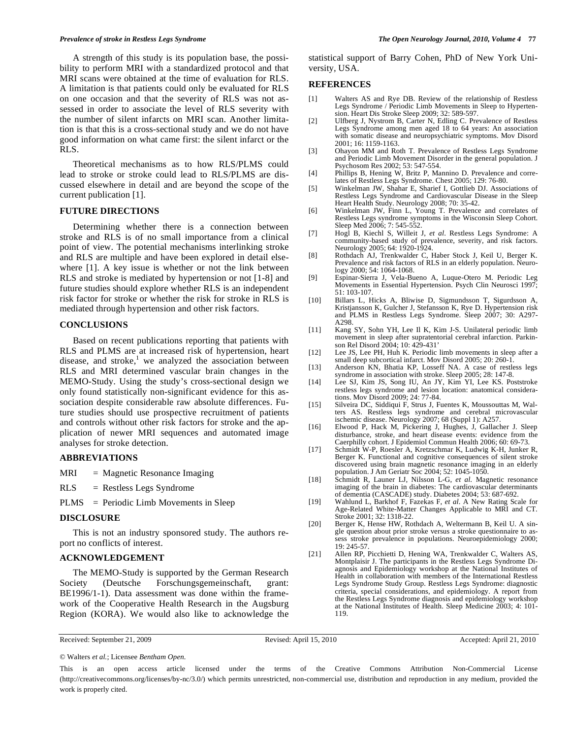A strength of this study is its population base, the possibility to perform MRI with a standardized protocol and that MRI scans were obtained at the time of evaluation for RLS. A limitation is that patients could only be evaluated for RLS on one occasion and that the severity of RLS was not assessed in order to associate the level of RLS severity with the number of silent infarcts on MRI scan. Another limitation is that this is a cross-sectional study and we do not have good information on what came first: the silent infarct or the RLS.

Theoretical mechanisms as to how RLS/PLMS could lead to stroke or stroke could lead to RLS/PLMS are discussed elsewhere in detail and are beyond the scope of the current publication [1].

## FUTURE DIRECTIONS

Determining whether there is a connection between stroke and RLS is of no small importance from a clinical point of view. The potential mechanisms interlinking stroke and RLS are multiple and have been explored in detail elsewhere [1]. A key issue is whether or not the link between RLS and stroke is mediated by hypertension or not [1-8] and future studies should explore whether RLS is an independent risk factor for stroke or whether the risk for stroke in RLS is mediated through hypertension and other risk factors.

## CONCLUSIONS

Based on recent publications reporting that patients with RLS and PLMS are at increased risk of hypertension, heart disease, and stroke,[1] we analyzed the association between RLS and MRI determined vascular brain changes in the MEMO-Study. Using the study's cross-sectional design we only found statistically non-significant evidence for this association despite considerable raw absolute differences. Future studies should use prospective recruitment of patients and controls without other risk factors for stroke and the application of newer MRI sequences and automated image analyses for stroke detection.

## ABBREVIATIONS

MRI = Magnetic Resonance Imaging

RLS = Restless Legs Syndrome

PLMS = Periodic Limb Movements in Sleep

## DISCLOSURE

This is not an industry sponsored study. The authors report no conflicts of interest.

## ACKNOWLEDGEMENT

The MEMO-Study is supported by the German Research Society (Deutsche Forschungsgemeinschaft, grant: BE1996/1-1). Data assessment was done within the framework of the Cooperative Health Research in the Augsburg Region (KORA). We would also like to acknowledge the statistical support of Barry Cohen, PhD of New York University, USA.

## REFERENCES

[1] Walters AS and Rye DB. Review of the relationship of Restless Legs Syndrome / Periodic Limb Movements in Sleep to Hypertension. Heart Dis Stroke Sleep 2009; 32: 589-597.

[2] Ulfberg J, Nystrom B, Carter N, Edling C. Prevalence of Restless Legs Syndrome among men aged 18 to 64 years: An association with somatic disease and neuropsychiatric symptoms. Mov Disord 2001; 16: 1159-1163.

[3] Ohayon MM and Roth T. Prevalence of Restless Legs Syndrome and Periodic Limb Movement Disorder in the general population. J Psychosom Res 2002; 53: 547-554.

[4] Phillips B, Hening W, Britz P, Mannino D. Prevalence and correlates of Restless Legs Syndrome. Chest 2005; 129: 76-80.

[5] Winkelman JW, Shahar E, Sharief I, Gottlieb DJ. Associations of Restless Legs Syndrome and Cardiovascular Disease in the Sleep Heart Health Study. Neurology 2008; 70: 35-42.

[6] Winkelman JW, Finn L, Young T. Prevalence and correlates of Restless Legs syndrome symptoms in the Wisconsin Sleep Cohort. Sleep Med 2006; 7: 545-552.

[7] Hogl B, Kiechl S, Willeit J, *et al*. Restless Legs Syndrome: A community-based study of prevalence, severity, and risk factors. Neurology 2005; 64: 1920-1924.

[8] Rothdach AJ, Trenkwalder C, Haber Stock J, Keil U, Berger K. Prevalence and risk factors of RLS in an elderly population. Neurology 2000; 54: 1064-1068.

[9] Espinar-Sierra J, Vela-Bueno A, Luque-Otero M. Periodic Leg Movements in Essential Hypertension. Psych Clin Neurosci 1997; 51: 103-107.

[10] Billars L, Hicks A, Bliwise D, Sigmundsson T, Sigurdsson A, Kristjansson K, Gulcher J, Stefansson K, Rye D. Hypertension risk and PLMS in Restless Legs Syndrome. Sleep 2007; 30: A297-A298.

[11] Kang SY, Sohn YH, Lee Il K, Kim J-S. Unilateral periodic limb movement in sleep after supratentorial cerebral infarction. Parkinson Rel Disord 2004; 10: 429-431'

[12] Lee JS, Lee PH, Huh K. Periodic limb movements in sleep after a small deep subcortical infarct. Mov Disord 2005; 20: 260-1.

[13] Anderson KN, Bhatia KP, Losseff NA. A case of restless legs syndrome in association with stroke. Sleep 2005; 28: 147-8.

[14] Lee SJ, Kim JS, Song IU, An JY, Kim YI, Lee KS. Poststroke restless legs syndrome and lesion location: anatomical considerations. Mov Disord 2009; 24: 77-84.

[15] Silveira DC, Siddiqui F, Strus J, Fuentes K, Moussouttas M, Walters AS. Restless legs syndrome and cerebral microvascular ischemic disease. Neurology 2007; 68 (Suppl 1): A257.

[16] Elwood P, Hack M, Pickering J, Hughes, J, Gallacher J. Sleep disturbance, stroke, and heart disease events: evidence from the Caerphilly cohort. J Epidemiol Commun Health 2006; 60: 69-73.

[17] Schmidt W-P, Roesler A, Kretzschmar K, Ludwig K-H, Junker R, Berger K. Functional and cognitive consequences of silent stroke discovered using brain magnetic resonance imaging in an elderly population. J Am Geriatr Soc 2004; 52: 1045-1050.

[18] Schmidt R, Launer LJ, Nilsson L-G, *et al.* Magnetic resonance imaging of the brain in diabetes: The cardiovascular determinants of dementia (CASCADE) study. Diabetes 2004; 53: 687-692.

[19] Wahlund L, Barkhof F, Fazekas F, *et al*. A New Rating Scale for Age-Related White-Matter Changes Applicable to MRI and CT. Stroke 2001; 32: 1318-22.

[20] Berger K, Hense HW, Rothdach A, Weltermann B, Keil U. A single question about prior stroke versus a stroke questionnaire to assess stroke prevalence in populations. Neuroepidemiology 2000; 19: 245-57.

[21] Allen RP, Picchietti D, Hening WA, Trenkwalder C, Walters AS, Montplaisir J. The participants in the Restless Legs Syndrome Diagnosis and Epidemiology workshop at the National Institutes of Health in collaboration with members of the International Restless Legs Syndrome Study Group. Restless Legs Syndrome: diagnostic criteria, special considerations, and epidemiology. A report from the Restless Legs Syndrome diagnosis and epidemiology workshop at the National Institutes of Health. Sleep Medicine 2003; 4: 101-119.

Received: September 21, 2009 Revised: April 15, 2010 Accepted: April 21, 2010

© Walters *et al.*; Licensee *Bentham Open.*

This is an open access article licensed under the terms of the Creative Commons Attribution Non-Commercial License (http://creativecommons.org/licenses/by-nc/3.0/) which permits unrestricted, non-commercial use, distribution and reproduction in any medium, provided the work is properly cited.